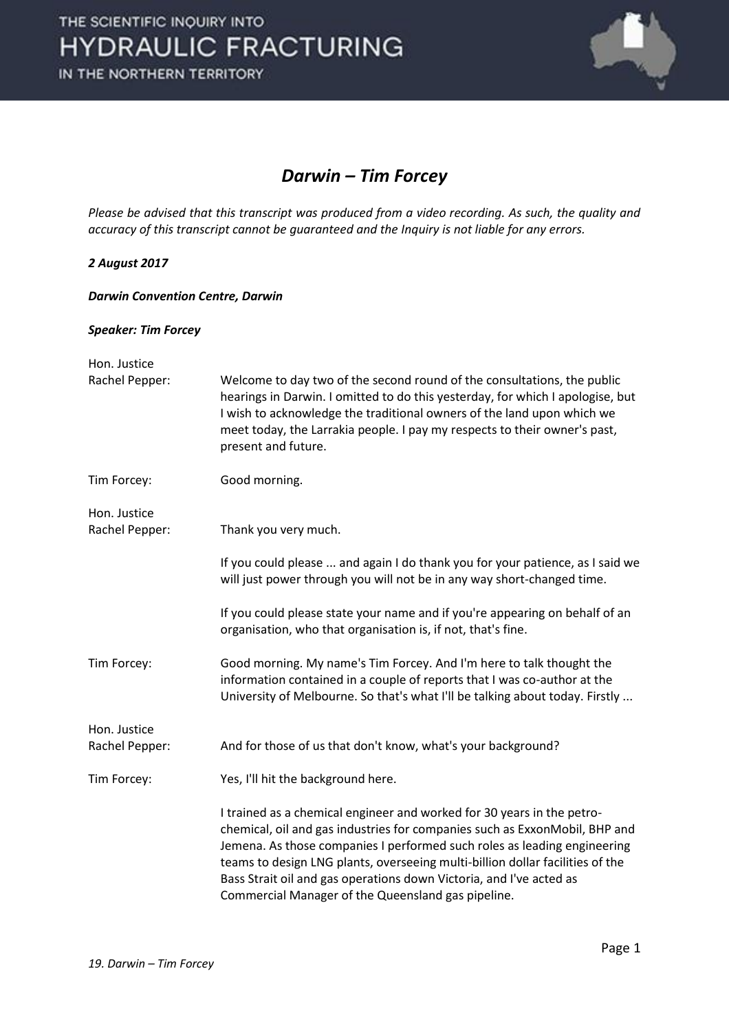# *Darwin – Tim Forcey*

*Please be advised that this transcript was produced from a video recording. As such, the quality and accuracy of this transcript cannot be guaranteed and the Inquiry is not liable for any errors.*

***2 August 2017***

***Darwin Convention Centre, Darwin***

***Speaker: Tim Forcey***

| | |
|---|---|
| Hon. Justice Rachel Pepper: | Welcome to day two of the second round of the consultations, the public hearings in Darwin. I omitted to do this yesterday, for which I apologise, but I wish to acknowledge the traditional owners of the land upon which we meet today, the Larrakia people. I pay my respects to their owner's past, present and future. |
| Tim Forcey: | Good morning. |
| Hon. Justice Rachel Pepper: | Thank you very much. |
| | If you could please ... and again I do thank you for your patience, as I said we will just power through you will not be in any way short-changed time. |
| | If you could please state your name and if you're appearing on behalf of an organisation, who that organisation is, if not, that's fine. |
| Tim Forcey: | Good morning. My name's Tim Forcey. And I'm here to talk thought the information contained in a couple of reports that I was co-author at the University of Melbourne. So that's what I'll be talking about today. Firstly ... |
| Hon. Justice Rachel Pepper: | And for those of us that don't know, what's your background? |
| Tim Forcey: | Yes, I'll hit the background here. |
| | I trained as a chemical engineer and worked for 30 years in the petro-chemical, oil and gas industries for companies such as ExxonMobil, BHP and Jemena. As those companies I performed such roles as leading engineering teams to design LNG plants, overseeing multi-billion dollar facilities of the Bass Strait oil and gas operations down Victoria, and I've acted as Commercial Manager of the Queensland gas pipeline. |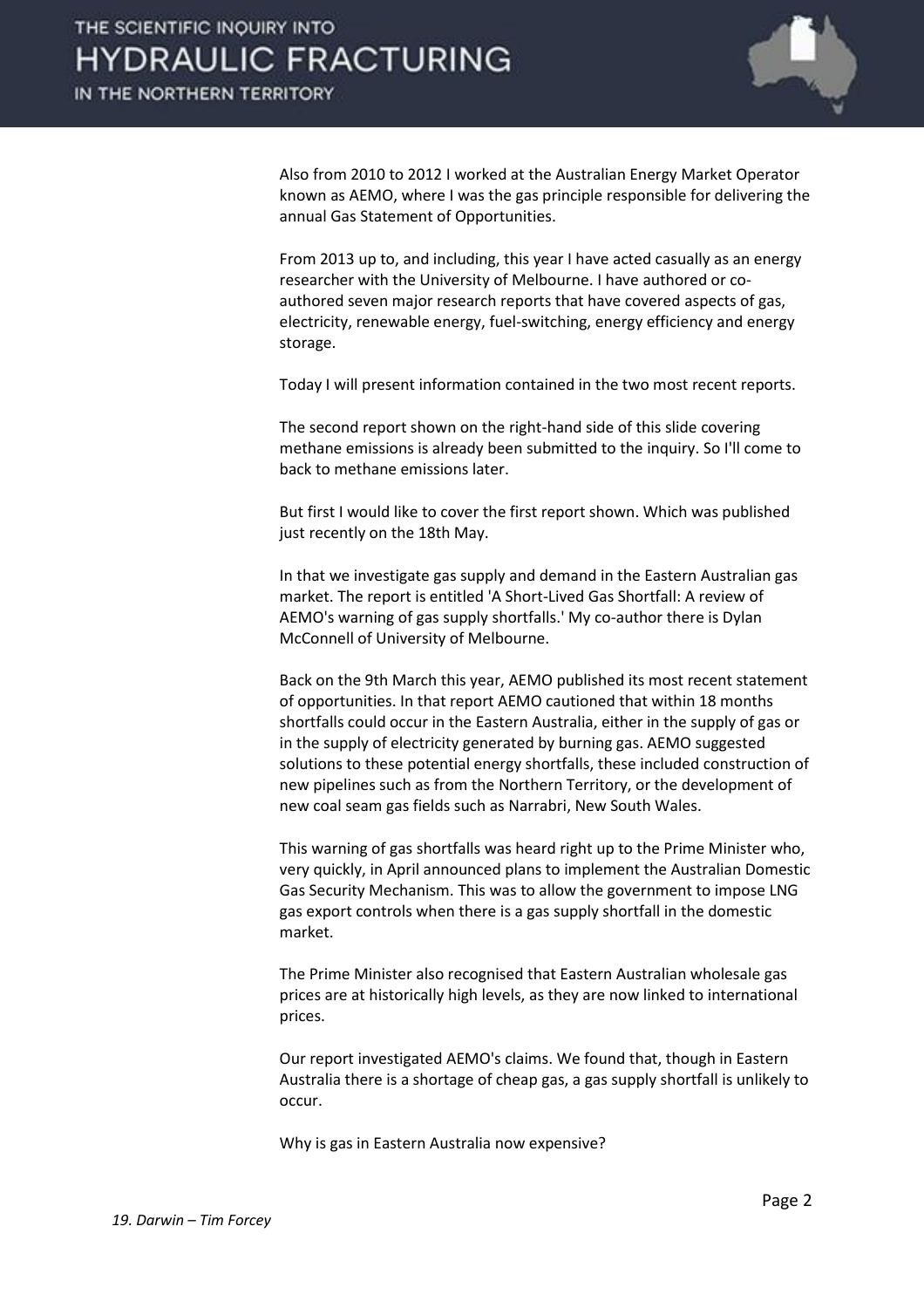Also from 2010 to 2012 I worked at the Australian Energy Market Operator known as AEMO, where I was the gas principle responsible for delivering the annual Gas Statement of Opportunities.

From 2013 up to, and including, this year I have acted casually as an energy researcher with the University of Melbourne. I have authored or co-authored seven major research reports that have covered aspects of gas, electricity, renewable energy, fuel-switching, energy efficiency and energy storage.

Today I will present information contained in the two most recent reports.

The second report shown on the right-hand side of this slide covering methane emissions is already been submitted to the inquiry. So I'll come to back to methane emissions later.

But first I would like to cover the first report shown. Which was published just recently on the 18th May.

In that we investigate gas supply and demand in the Eastern Australian gas market. The report is entitled 'A Short-Lived Gas Shortfall: A review of AEMO's warning of gas supply shortfalls.' My co-author there is Dylan McConnell of University of Melbourne.

Back on the 9th March this year, AEMO published its most recent statement of opportunities. In that report AEMO cautioned that within 18 months shortfalls could occur in the Eastern Australia, either in the supply of gas or in the supply of electricity generated by burning gas. AEMO suggested solutions to these potential energy shortfalls, these included construction of new pipelines such as from the Northern Territory, or the development of new coal seam gas fields such as Narrabri, New South Wales.

This warning of gas shortfalls was heard right up to the Prime Minister who, very quickly, in April announced plans to implement the Australian Domestic Gas Security Mechanism. This was to allow the government to impose LNG gas export controls when there is a gas supply shortfall in the domestic market.

The Prime Minister also recognised that Eastern Australian wholesale gas prices are at historically high levels, as they are now linked to international prices.

Our report investigated AEMO's claims. We found that, though in Eastern Australia there is a shortage of cheap gas, a gas supply shortfall is unlikely to occur.

Why is gas in Eastern Australia now expensive?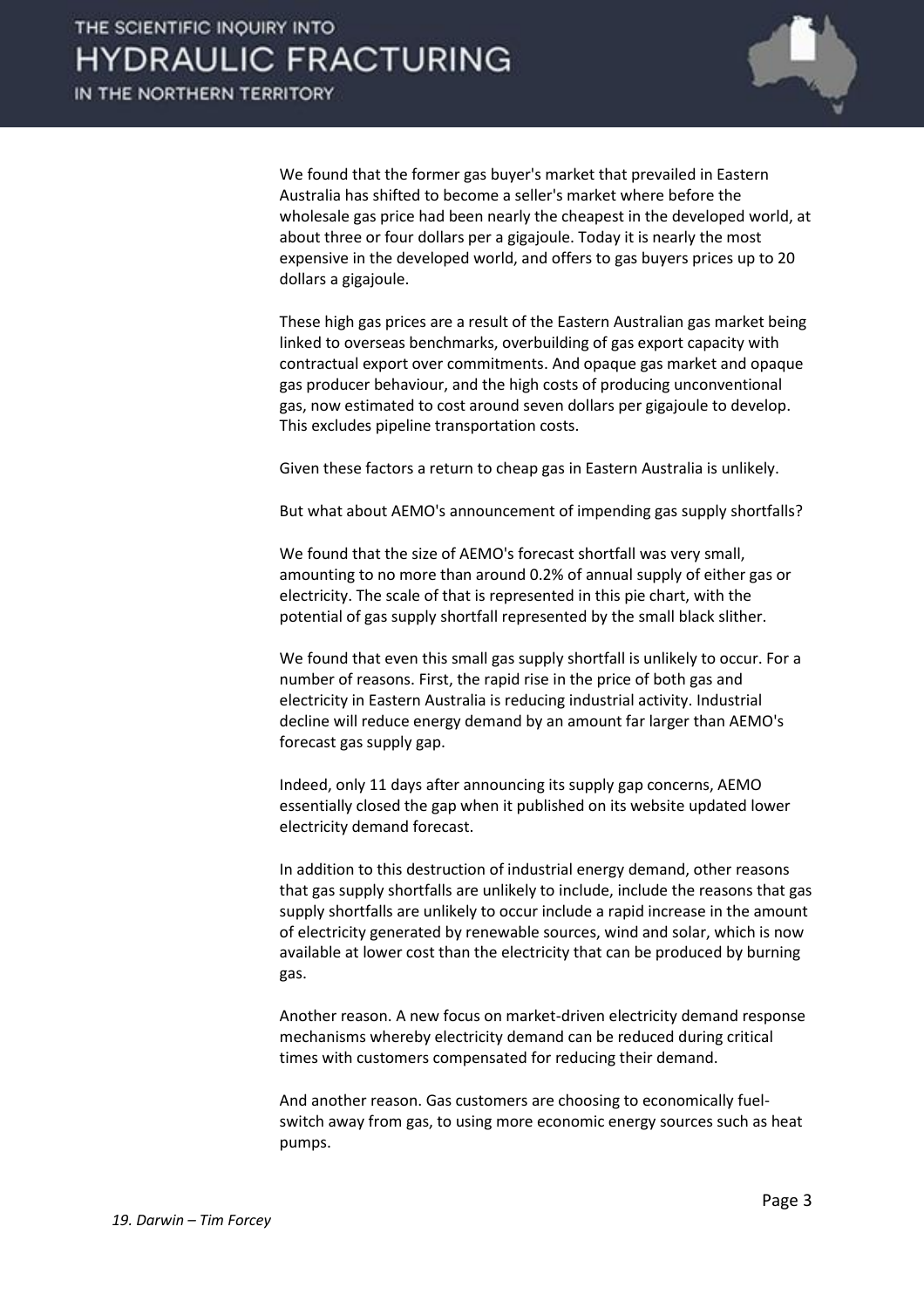We found that the former gas buyer's market that prevailed in Eastern Australia has shifted to become a seller's market where before the wholesale gas price had been nearly the cheapest in the developed world, at about three or four dollars per a gigajoule. Today it is nearly the most expensive in the developed world, and offers to gas buyers prices up to 20 dollars a gigajoule.

These high gas prices are a result of the Eastern Australian gas market being linked to overseas benchmarks, overbuilding of gas export capacity with contractual export over commitments. And opaque gas market and opaque gas producer behaviour, and the high costs of producing unconventional gas, now estimated to cost around seven dollars per gigajoule to develop. This excludes pipeline transportation costs.

Given these factors a return to cheap gas in Eastern Australia is unlikely.

But what about AEMO's announcement of impending gas supply shortfalls?

We found that the size of AEMO's forecast shortfall was very small, amounting to no more than around 0.2% of annual supply of either gas or electricity. The scale of that is represented in this pie chart, with the potential of gas supply shortfall represented by the small black slither.

We found that even this small gas supply shortfall is unlikely to occur. For a number of reasons. First, the rapid rise in the price of both gas and electricity in Eastern Australia is reducing industrial activity. Industrial decline will reduce energy demand by an amount far larger than AEMO's forecast gas supply gap.

Indeed, only 11 days after announcing its supply gap concerns, AEMO essentially closed the gap when it published on its website updated lower electricity demand forecast.

In addition to this destruction of industrial energy demand, other reasons that gas supply shortfalls are unlikely to include, include the reasons that gas supply shortfalls are unlikely to occur include a rapid increase in the amount of electricity generated by renewable sources, wind and solar, which is now available at lower cost than the electricity that can be produced by burning gas.

Another reason. A new focus on market-driven electricity demand response mechanisms whereby electricity demand can be reduced during critical times with customers compensated for reducing their demand.

And another reason. Gas customers are choosing to economically fuel-switch away from gas, to using more economic energy sources such as heat pumps.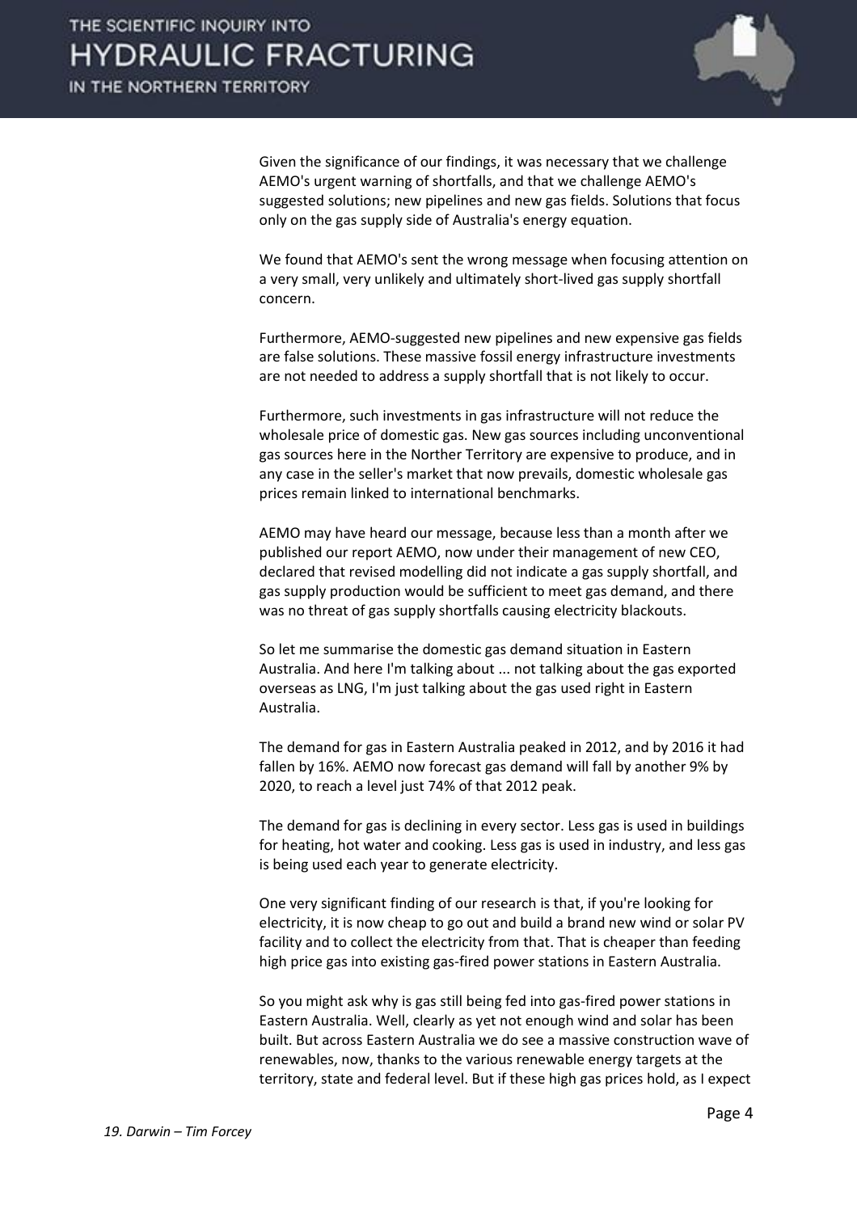Given the significance of our findings, it was necessary that we challenge AEMO's urgent warning of shortfalls, and that we challenge AEMO's suggested solutions; new pipelines and new gas fields. Solutions that focus only on the gas supply side of Australia's energy equation.

We found that AEMO's sent the wrong message when focusing attention on a very small, very unlikely and ultimately short-lived gas supply shortfall concern.

Furthermore, AEMO-suggested new pipelines and new expensive gas fields are false solutions. These massive fossil energy infrastructure investments are not needed to address a supply shortfall that is not likely to occur.

Furthermore, such investments in gas infrastructure will not reduce the wholesale price of domestic gas. New gas sources including unconventional gas sources here in the Norther Territory are expensive to produce, and in any case in the seller's market that now prevails, domestic wholesale gas prices remain linked to international benchmarks.

AEMO may have heard our message, because less than a month after we published our report AEMO, now under their management of new CEO, declared that revised modelling did not indicate a gas supply shortfall, and gas supply production would be sufficient to meet gas demand, and there was no threat of gas supply shortfalls causing electricity blackouts.

So let me summarise the domestic gas demand situation in Eastern Australia. And here I'm talking about ... not talking about the gas exported overseas as LNG, I'm just talking about the gas used right in Eastern Australia.

The demand for gas in Eastern Australia peaked in 2012, and by 2016 it had fallen by 16%. AEMO now forecast gas demand will fall by another 9% by 2020, to reach a level just 74% of that 2012 peak.

The demand for gas is declining in every sector. Less gas is used in buildings for heating, hot water and cooking. Less gas is used in industry, and less gas is being used each year to generate electricity.

One very significant finding of our research is that, if you're looking for electricity, it is now cheap to go out and build a brand new wind or solar PV facility and to collect the electricity from that. That is cheaper than feeding high price gas into existing gas-fired power stations in Eastern Australia.

So you might ask why is gas still being fed into gas-fired power stations in Eastern Australia. Well, clearly as yet not enough wind and solar has been built. But across Eastern Australia we do see a massive construction wave of renewables, now, thanks to the various renewable energy targets at the territory, state and federal level. But if these high gas prices hold, as I expect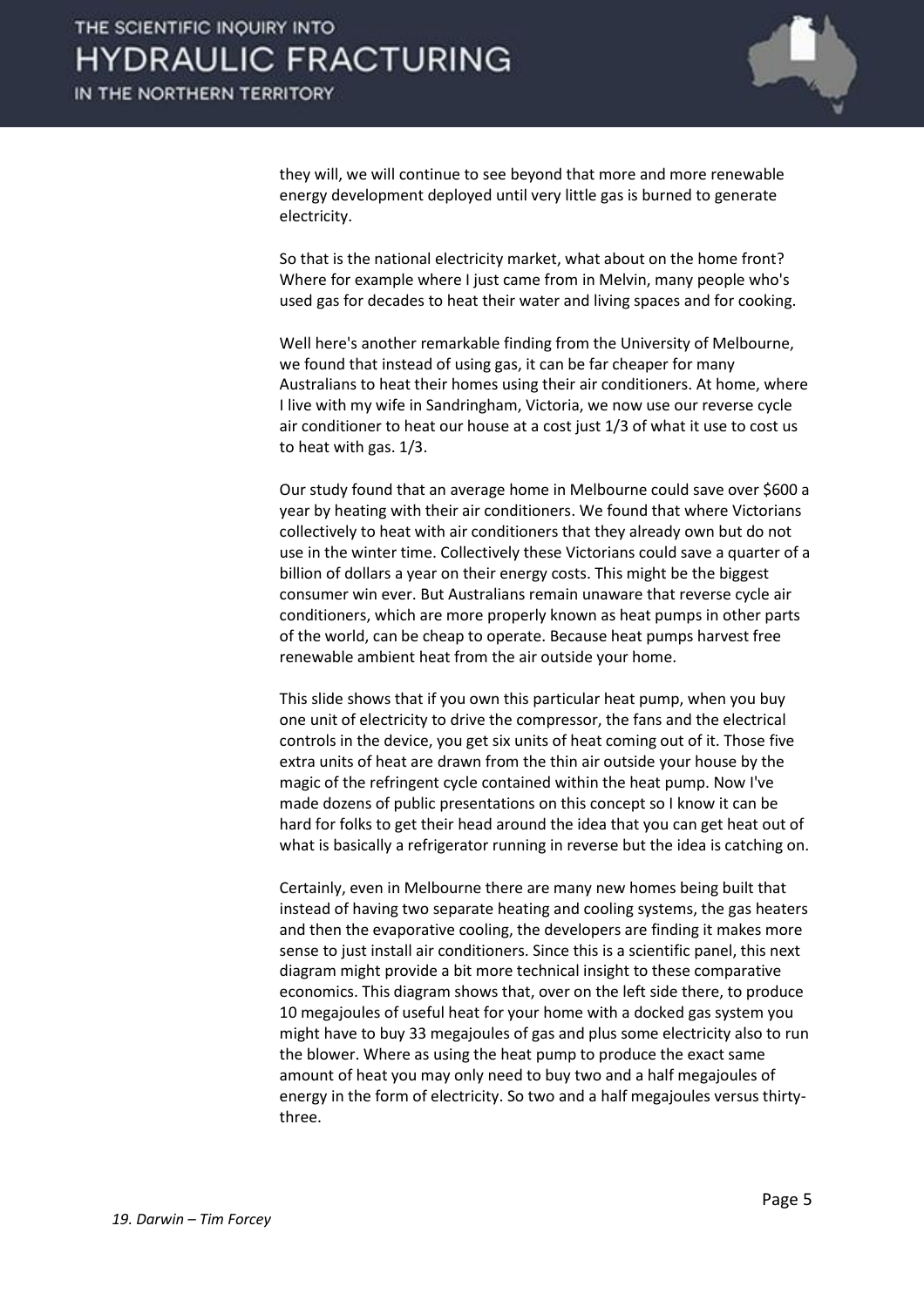they will, we will continue to see beyond that more and more renewable energy development deployed until very little gas is burned to generate electricity.

So that is the national electricity market, what about on the home front? Where for example where I just came from in Melvin, many people who's used gas for decades to heat their water and living spaces and for cooking.

Well here's another remarkable finding from the University of Melbourne, we found that instead of using gas, it can be far cheaper for many Australians to heat their homes using their air conditioners. At home, where I live with my wife in Sandringham, Victoria, we now use our reverse cycle air conditioner to heat our house at a cost just 1/3 of what it use to cost us to heat with gas. 1/3.

Our study found that an average home in Melbourne could save over $600 a year by heating with their air conditioners. We found that where Victorians collectively to heat with air conditioners that they already own but do not use in the winter time. Collectively these Victorians could save a quarter of a billion of dollars a year on their energy costs. This might be the biggest consumer win ever. But Australians remain unaware that reverse cycle air conditioners, which are more properly known as heat pumps in other parts of the world, can be cheap to operate. Because heat pumps harvest free renewable ambient heat from the air outside your home.

This slide shows that if you own this particular heat pump, when you buy one unit of electricity to drive the compressor, the fans and the electrical controls in the device, you get six units of heat coming out of it. Those five extra units of heat are drawn from the thin air outside your house by the magic of the refringent cycle contained within the heat pump. Now I've made dozens of public presentations on this concept so I know it can be hard for folks to get their head around the idea that you can get heat out of what is basically a refrigerator running in reverse but the idea is catching on.

Certainly, even in Melbourne there are many new homes being built that instead of having two separate heating and cooling systems, the gas heaters and then the evaporative cooling, the developers are finding it makes more sense to just install air conditioners. Since this is a scientific panel, this next diagram might provide a bit more technical insight to these comparative economics. This diagram shows that, over on the left side there, to produce 10 megajoules of useful heat for your home with a docked gas system you might have to buy 33 megajoules of gas and plus some electricity also to run the blower. Where as using the heat pump to produce the exact same amount of heat you may only need to buy two and a half megajoules of energy in the form of electricity. So two and a half megajoules versus thirty-three.

*19. Darwin – Tim Forcey*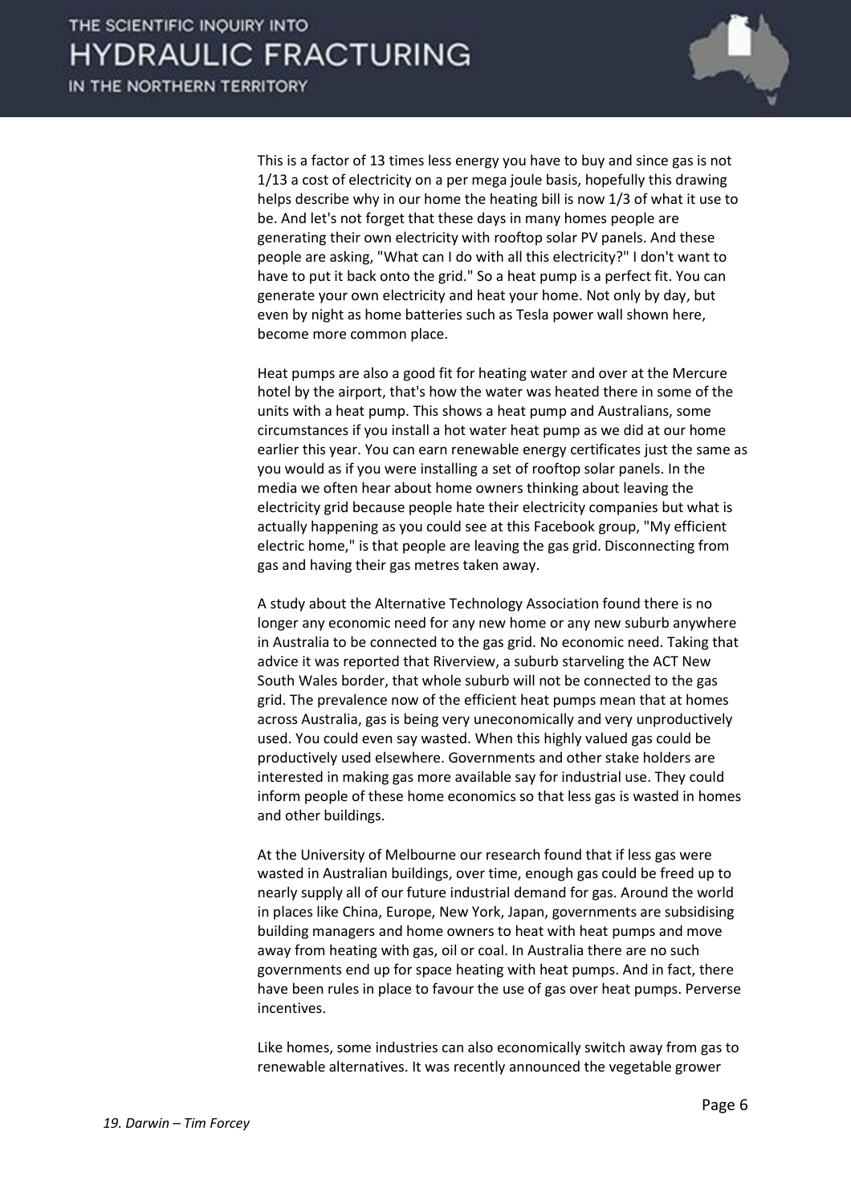This is a factor of 13 times less energy you have to buy and since gas is not 1/13 a cost of electricity on a per mega joule basis, hopefully this drawing helps describe why in our home the heating bill is now 1/3 of what it use to be. And let's not forget that these days in many homes people are generating their own electricity with rooftop solar PV panels. And these people are asking, "What can I do with all this electricity?" I don't want to have to put it back onto the grid." So a heat pump is a perfect fit. You can generate your own electricity and heat your home. Not only by day, but even by night as home batteries such as Tesla power wall shown here, become more common place.

Heat pumps are also a good fit for heating water and over at the Mercure hotel by the airport, that's how the water was heated there in some of the units with a heat pump. This shows a heat pump and Australians, some circumstances if you install a hot water heat pump as we did at our home earlier this year. You can earn renewable energy certificates just the same as you would as if you were installing a set of rooftop solar panels. In the media we often hear about home owners thinking about leaving the electricity grid because people hate their electricity companies but what is actually happening as you could see at this Facebook group, "My efficient electric home," is that people are leaving the gas grid. Disconnecting from gas and having their gas metres taken away.

A study about the Alternative Technology Association found there is no longer any economic need for any new home or any new suburb anywhere in Australia to be connected to the gas grid. No economic need. Taking that advice it was reported that Riverview, a suburb starveling the ACT New South Wales border, that whole suburb will not be connected to the gas grid. The prevalence now of the efficient heat pumps mean that at homes across Australia, gas is being very uneconomically and very unproductively used. You could even say wasted. When this highly valued gas could be productively used elsewhere. Governments and other stake holders are interested in making gas more available say for industrial use. They could inform people of these home economics so that less gas is wasted in homes and other buildings.

At the University of Melbourne our research found that if less gas were wasted in Australian buildings, over time, enough gas could be freed up to nearly supply all of our future industrial demand for gas. Around the world in places like China, Europe, New York, Japan, governments are subsidising building managers and home owners to heat with heat pumps and move away from heating with gas, oil or coal. In Australia there are no such governments end up for space heating with heat pumps. And in fact, there have been rules in place to favour the use of gas over heat pumps. Perverse incentives.

Like homes, some industries can also economically switch away from gas to renewable alternatives. It was recently announced the vegetable grower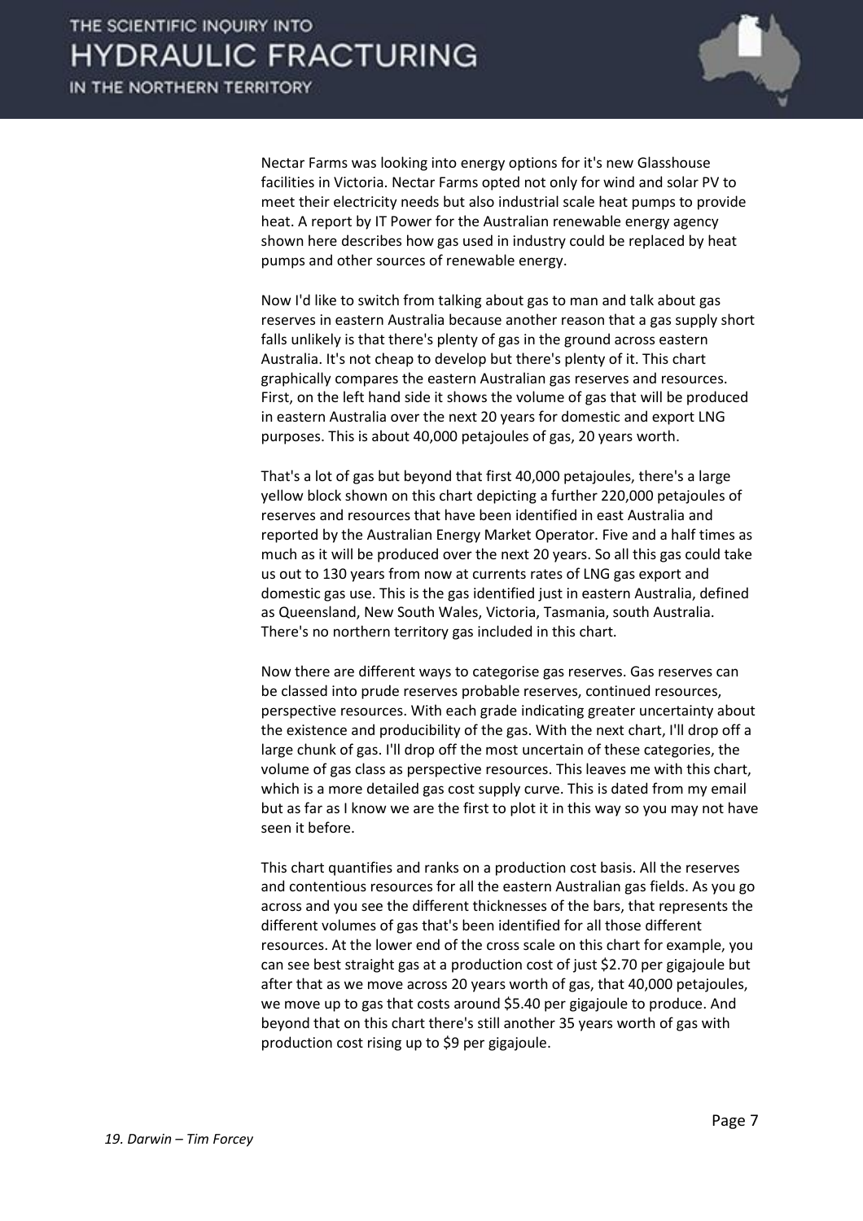Nectar Farms was looking into energy options for it's new Glasshouse facilities in Victoria. Nectar Farms opted not only for wind and solar PV to meet their electricity needs but also industrial scale heat pumps to provide heat. A report by IT Power for the Australian renewable energy agency shown here describes how gas used in industry could be replaced by heat pumps and other sources of renewable energy.

Now I'd like to switch from talking about gas to man and talk about gas reserves in eastern Australia because another reason that a gas supply short falls unlikely is that there's plenty of gas in the ground across eastern Australia. It's not cheap to develop but there's plenty of it. This chart graphically compares the eastern Australian gas reserves and resources. First, on the left hand side it shows the volume of gas that will be produced in eastern Australia over the next 20 years for domestic and export LNG purposes. This is about 40,000 petajoules of gas, 20 years worth.

That's a lot of gas but beyond that first 40,000 petajoules, there's a large yellow block shown on this chart depicting a further 220,000 petajoules of reserves and resources that have been identified in east Australia and reported by the Australian Energy Market Operator. Five and a half times as much as it will be produced over the next 20 years. So all this gas could take us out to 130 years from now at currents rates of LNG gas export and domestic gas use. This is the gas identified just in eastern Australia, defined as Queensland, New South Wales, Victoria, Tasmania, south Australia. There's no northern territory gas included in this chart.

Now there are different ways to categorise gas reserves. Gas reserves can be classed into prude reserves probable reserves, continued resources, perspective resources. With each grade indicating greater uncertainty about the existence and producibility of the gas. With the next chart, I'll drop off a large chunk of gas. I'll drop off the most uncertain of these categories, the volume of gas class as perspective resources. This leaves me with this chart, which is a more detailed gas cost supply curve. This is dated from my email but as far as I know we are the first to plot it in this way so you may not have seen it before.

This chart quantifies and ranks on a production cost basis. All the reserves and contentious resources for all the eastern Australian gas fields. As you go across and you see the different thicknesses of the bars, that represents the different volumes of gas that's been identified for all those different resources. At the lower end of the cross scale on this chart for example, you can see best straight gas at a production cost of just \$2.70 per gigajoule but after that as we move across 20 years worth of gas, that 40,000 petajoules, we move up to gas that costs around \$5.40 per gigajoule to produce. And beyond that on this chart there's still another 35 years worth of gas with production cost rising up to \$9 per gigajoule.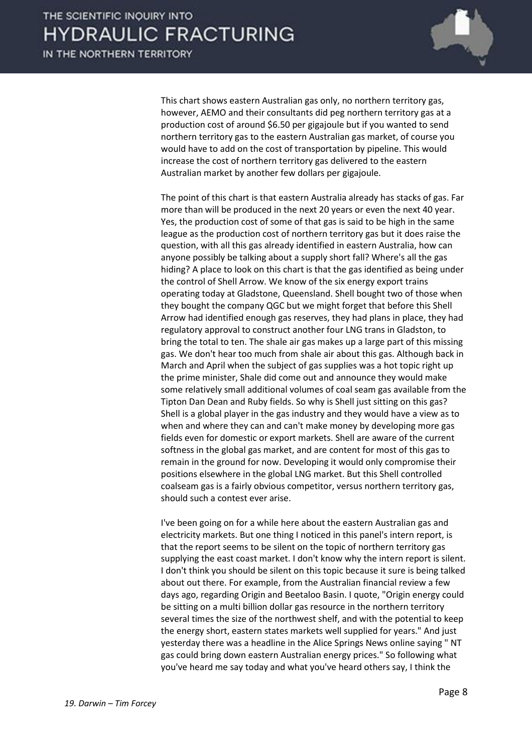This chart shows eastern Australian gas only, no northern territory gas, however, AEMO and their consultants did peg northern territory gas at a production cost of around $6.50 per gigajoule but if you wanted to send northern territory gas to the eastern Australian gas market, of course you would have to add on the cost of transportation by pipeline. This would increase the cost of northern territory gas delivered to the eastern Australian market by another few dollars per gigajoule.

The point of this chart is that eastern Australia already has stacks of gas. Far more than will be produced in the next 20 years or even the next 40 year. Yes, the production cost of some of that gas is said to be high in the same league as the production cost of northern territory gas but it does raise the question, with all this gas already identified in eastern Australia, how can anyone possibly be talking about a supply short fall? Where's all the gas hiding? A place to look on this chart is that the gas identified as being under the control of Shell Arrow. We know of the six energy export trains operating today at Gladstone, Queensland. Shell bought two of those when they bought the company QGC but we might forget that before this Shell Arrow had identified enough gas reserves, they had plans in place, they had regulatory approval to construct another four LNG trans in Gladston, to bring the total to ten. The shale air gas makes up a large part of this missing gas. We don't hear too much from shale air about this gas. Although back in March and April when the subject of gas supplies was a hot topic right up the prime minister, Shale did come out and announce they would make some relatively small additional volumes of coal seam gas available from the Tipton Dan Dean and Ruby fields. So why is Shell just sitting on this gas? Shell is a global player in the gas industry and they would have a view as to when and where they can and can't make money by developing more gas fields even for domestic or export markets. Shell are aware of the current softness in the global gas market, and are content for most of this gas to remain in the ground for now. Developing it would only compromise their positions elsewhere in the global LNG market. But this Shell controlled coalseam gas is a fairly obvious competitor, versus northern territory gas, should such a contest ever arise.

I've been going on for a while here about the eastern Australian gas and electricity markets. But one thing I noticed in this panel's intern report, is that the report seems to be silent on the topic of northern territory gas supplying the east coast market. I don't know why the intern report is silent. I don't think you should be silent on this topic because it sure is being talked about out there. For example, from the Australian financial review a few days ago, regarding Origin and Beetaloo Basin. I quote, "Origin energy could be sitting on a multi billion dollar gas resource in the northern territory several times the size of the northwest shelf, and with the potential to keep the energy short, eastern states markets well supplied for years." And just yesterday there was a headline in the Alice Springs News online saying " NT gas could bring down eastern Australian energy prices." So following what you've heard me say today and what you've heard others say, I think the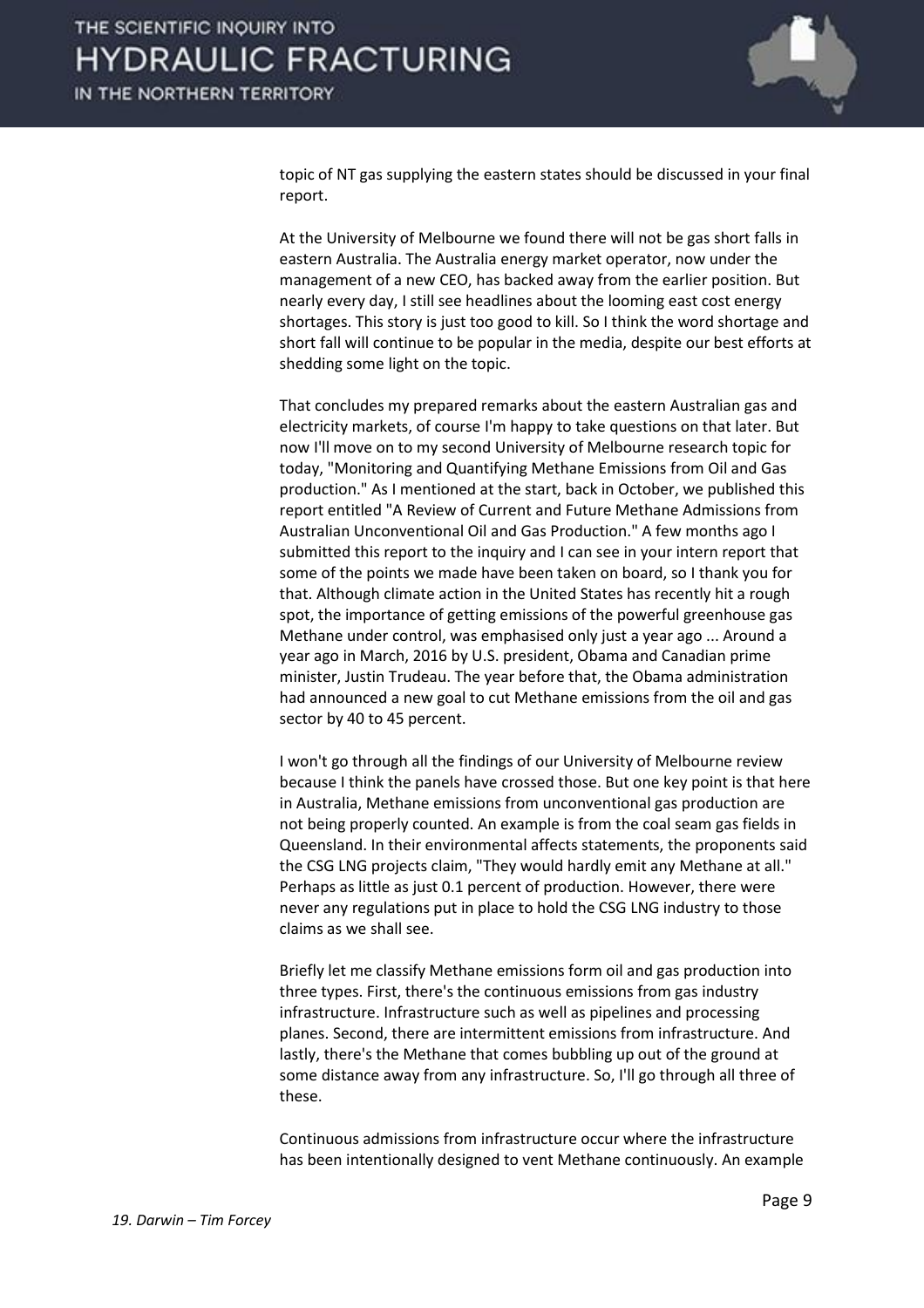topic of NT gas supplying the eastern states should be discussed in your final report.

At the University of Melbourne we found there will not be gas short falls in eastern Australia. The Australia energy market operator, now under the management of a new CEO, has backed away from the earlier position. But nearly every day, I still see headlines about the looming east cost energy shortages. This story is just too good to kill. So I think the word shortage and short fall will continue to be popular in the media, despite our best efforts at shedding some light on the topic.

That concludes my prepared remarks about the eastern Australian gas and electricity markets, of course I'm happy to take questions on that later. But now I'll move on to my second University of Melbourne research topic for today, "Monitoring and Quantifying Methane Emissions from Oil and Gas production." As I mentioned at the start, back in October, we published this report entitled "A Review of Current and Future Methane Admissions from Australian Unconventional Oil and Gas Production." A few months ago I submitted this report to the inquiry and I can see in your intern report that some of the points we made have been taken on board, so I thank you for that. Although climate action in the United States has recently hit a rough spot, the importance of getting emissions of the powerful greenhouse gas Methane under control, was emphasised only just a year ago ... Around a year ago in March, 2016 by U.S. president, Obama and Canadian prime minister, Justin Trudeau. The year before that, the Obama administration had announced a new goal to cut Methane emissions from the oil and gas sector by 40 to 45 percent.

I won't go through all the findings of our University of Melbourne review because I think the panels have crossed those. But one key point is that here in Australia, Methane emissions from unconventional gas production are not being properly counted. An example is from the coal seam gas fields in Queensland. In their environmental affects statements, the proponents said the CSG LNG projects claim, "They would hardly emit any Methane at all." Perhaps as little as just 0.1 percent of production. However, there were never any regulations put in place to hold the CSG LNG industry to those claims as we shall see.

Briefly let me classify Methane emissions form oil and gas production into three types. First, there's the continuous emissions from gas industry infrastructure. Infrastructure such as well as pipelines and processing planes. Second, there are intermittent emissions from infrastructure. And lastly, there's the Methane that comes bubbling up out of the ground at some distance away from any infrastructure. So, I'll go through all three of these.

Continuous admissions from infrastructure occur where the infrastructure has been intentionally designed to vent Methane continuously. An example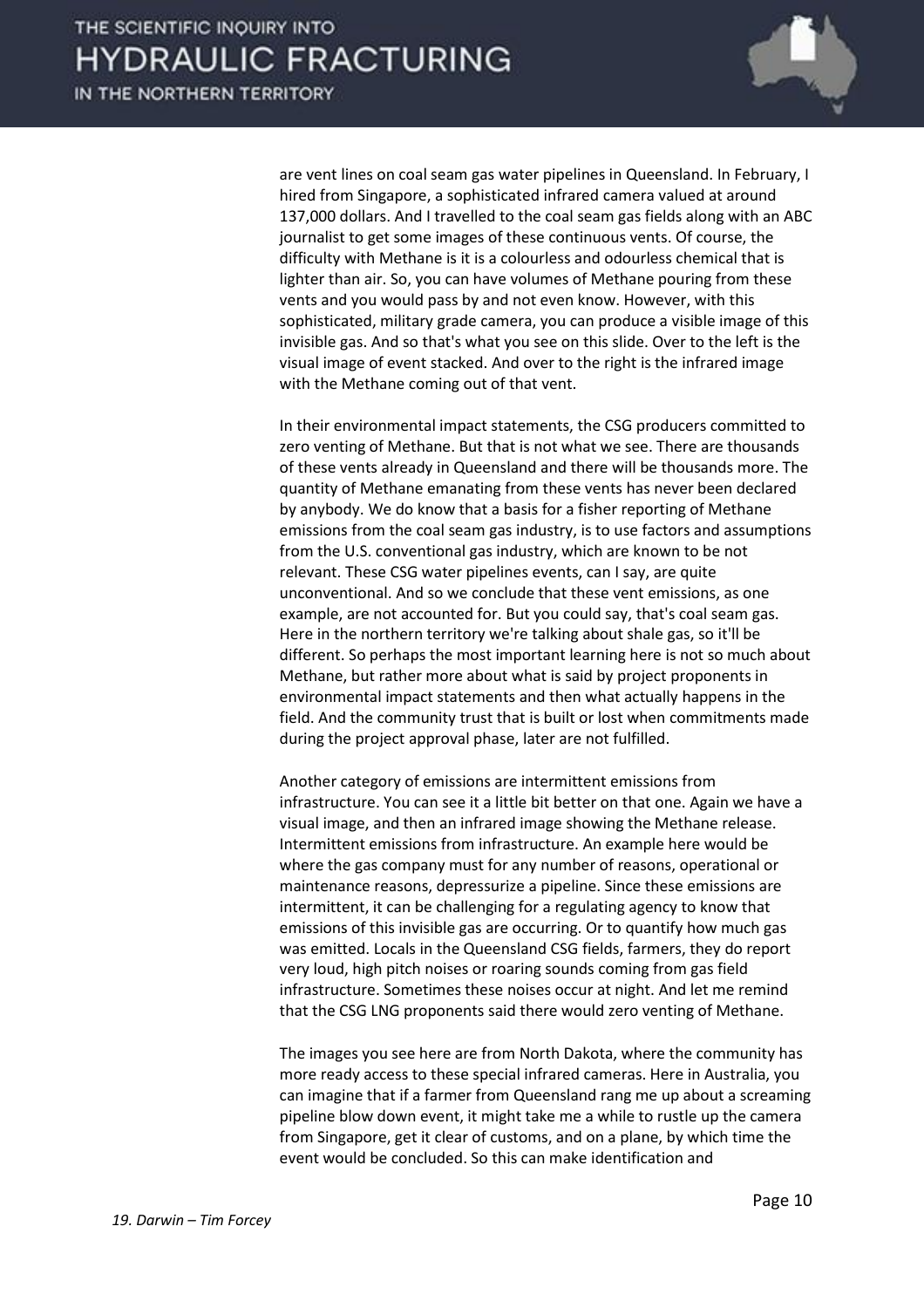are vent lines on coal seam gas water pipelines in Queensland. In February, I hired from Singapore, a sophisticated infrared camera valued at around 137,000 dollars. And I travelled to the coal seam gas fields along with an ABC journalist to get some images of these continuous vents. Of course, the difficulty with Methane is it is a colourless and odourless chemical that is lighter than air. So, you can have volumes of Methane pouring from these vents and you would pass by and not even know. However, with this sophisticated, military grade camera, you can produce a visible image of this invisible gas. And so that's what you see on this slide. Over to the left is the visual image of event stacked. And over to the right is the infrared image with the Methane coming out of that vent.

In their environmental impact statements, the CSG producers committed to zero venting of Methane. But that is not what we see. There are thousands of these vents already in Queensland and there will be thousands more. The quantity of Methane emanating from these vents has never been declared by anybody. We do know that a basis for a fisher reporting of Methane emissions from the coal seam gas industry, is to use factors and assumptions from the U.S. conventional gas industry, which are known to be not relevant. These CSG water pipelines events, can I say, are quite unconventional. And so we conclude that these vent emissions, as one example, are not accounted for. But you could say, that's coal seam gas. Here in the northern territory we're talking about shale gas, so it'll be different. So perhaps the most important learning here is not so much about Methane, but rather more about what is said by project proponents in environmental impact statements and then what actually happens in the field. And the community trust that is built or lost when commitments made during the project approval phase, later are not fulfilled.

Another category of emissions are intermittent emissions from infrastructure. You can see it a little bit better on that one. Again we have a visual image, and then an infrared image showing the Methane release. Intermittent emissions from infrastructure. An example here would be where the gas company must for any number of reasons, operational or maintenance reasons, depressurize a pipeline. Since these emissions are intermittent, it can be challenging for a regulating agency to know that emissions of this invisible gas are occurring. Or to quantify how much gas was emitted. Locals in the Queensland CSG fields, farmers, they do report very loud, high pitch noises or roaring sounds coming from gas field infrastructure. Sometimes these noises occur at night. And let me remind that the CSG LNG proponents said there would zero venting of Methane.

The images you see here are from North Dakota, where the community has more ready access to these special infrared cameras. Here in Australia, you can imagine that if a farmer from Queensland rang me up about a screaming pipeline blow down event, it might take me a while to rustle up the camera from Singapore, get it clear of customs, and on a plane, by which time the event would be concluded. So this can make identification and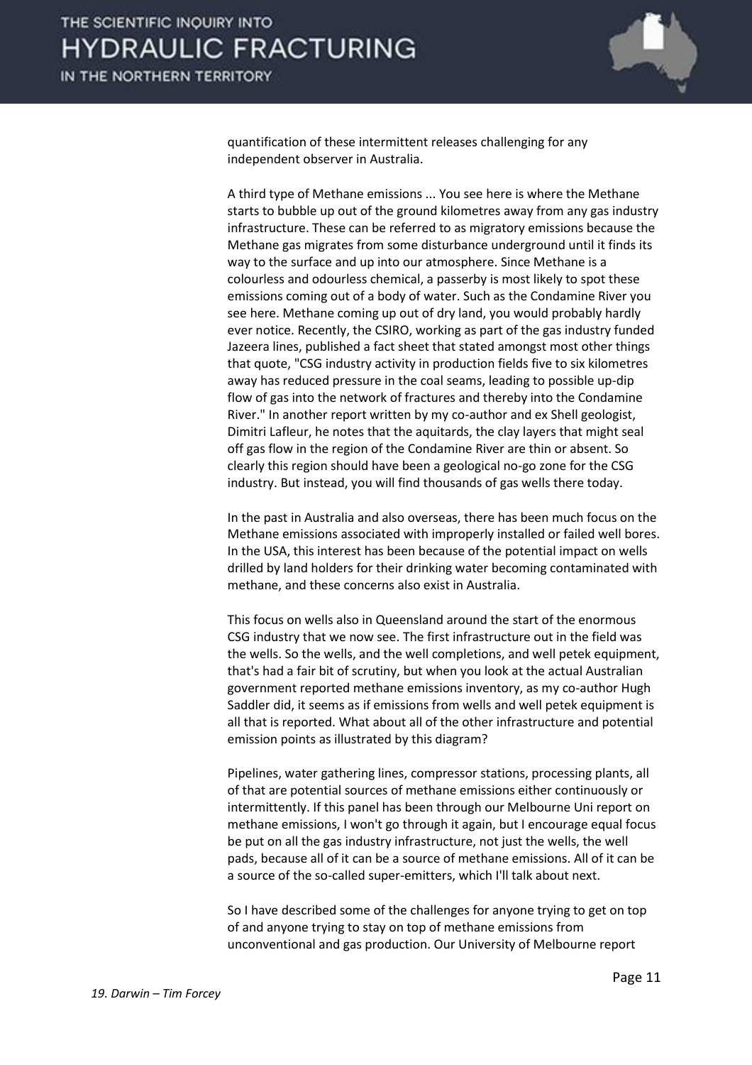quantification of these intermittent releases challenging for any independent observer in Australia.

A third type of Methane emissions ... You see here is where the Methane starts to bubble up out of the ground kilometres away from any gas industry infrastructure. These can be referred to as migratory emissions because the Methane gas migrates from some disturbance underground until it finds its way to the surface and up into our atmosphere. Since Methane is a colourless and odourless chemical, a passerby is most likely to spot these emissions coming out of a body of water. Such as the Condamine River you see here. Methane coming up out of dry land, you would probably hardly ever notice. Recently, the CSIRO, working as part of the gas industry funded Jazeera lines, published a fact sheet that stated amongst most other things that quote, "CSG industry activity in production fields five to six kilometres away has reduced pressure in the coal seams, leading to possible up-dip flow of gas into the network of fractures and thereby into the Condamine River." In another report written by my co-author and ex Shell geologist, Dimitri Lafleur, he notes that the aquitards, the clay layers that might seal off gas flow in the region of the Condamine River are thin or absent. So clearly this region should have been a geological no-go zone for the CSG industry. But instead, you will find thousands of gas wells there today.

In the past in Australia and also overseas, there has been much focus on the Methane emissions associated with improperly installed or failed well bores. In the USA, this interest has been because of the potential impact on wells drilled by land holders for their drinking water becoming contaminated with methane, and these concerns also exist in Australia.

This focus on wells also in Queensland around the start of the enormous CSG industry that we now see. The first infrastructure out in the field was the wells. So the wells, and the well completions, and well petek equipment, that's had a fair bit of scrutiny, but when you look at the actual Australian government reported methane emissions inventory, as my co-author Hugh Saddler did, it seems as if emissions from wells and well petek equipment is all that is reported. What about all of the other infrastructure and potential emission points as illustrated by this diagram?

Pipelines, water gathering lines, compressor stations, processing plants, all of that are potential sources of methane emissions either continuously or intermittently. If this panel has been through our Melbourne Uni report on methane emissions, I won't go through it again, but I encourage equal focus be put on all the gas industry infrastructure, not just the wells, the well pads, because all of it can be a source of methane emissions. All of it can be a source of the so-called super-emitters, which I'll talk about next.

So I have described some of the challenges for anyone trying to get on top of and anyone trying to stay on top of methane emissions from unconventional and gas production. Our University of Melbourne report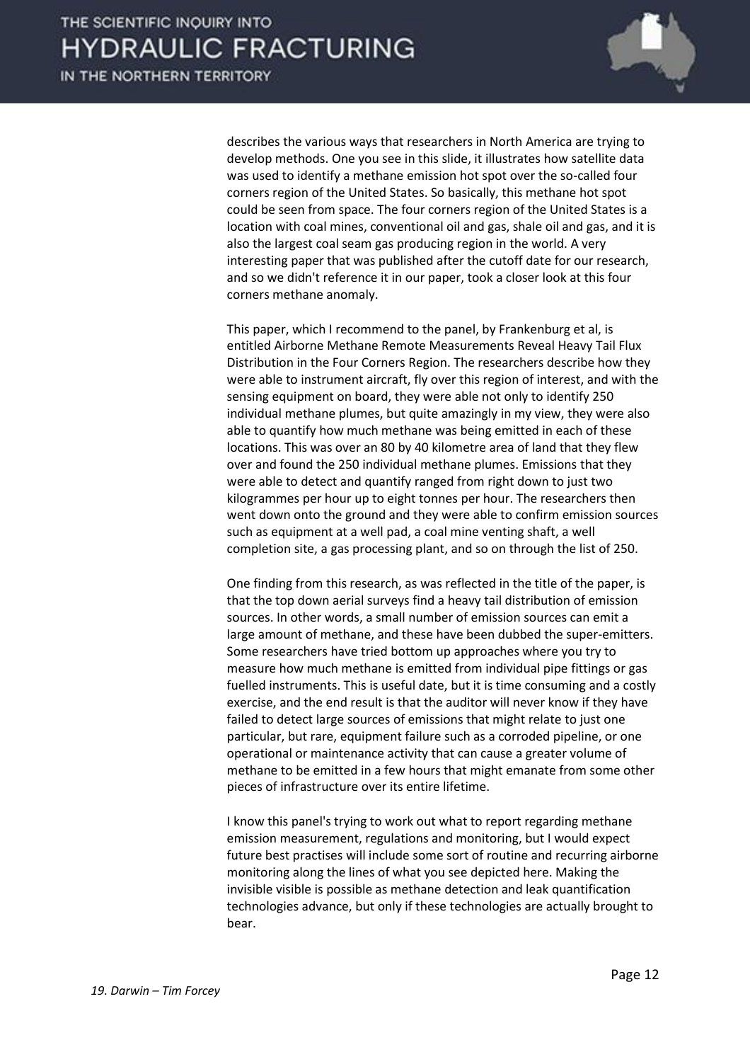describes the various ways that researchers in North America are trying to develop methods. One you see in this slide, it illustrates how satellite data was used to identify a methane emission hot spot over the so-called four corners region of the United States. So basically, this methane hot spot could be seen from space. The four corners region of the United States is a location with coal mines, conventional oil and gas, shale oil and gas, and it is also the largest coal seam gas producing region in the world. A very interesting paper that was published after the cutoff date for our research, and so we didn't reference it in our paper, took a closer look at this four corners methane anomaly.

This paper, which I recommend to the panel, by Frankenburg et al, is entitled Airborne Methane Remote Measurements Reveal Heavy Tail Flux Distribution in the Four Corners Region. The researchers describe how they were able to instrument aircraft, fly over this region of interest, and with the sensing equipment on board, they were able not only to identify 250 individual methane plumes, but quite amazingly in my view, they were also able to quantify how much methane was being emitted in each of these locations. This was over an 80 by 40 kilometre area of land that they flew over and found the 250 individual methane plumes. Emissions that they were able to detect and quantify ranged from right down to just two kilogrammes per hour up to eight tonnes per hour. The researchers then went down onto the ground and they were able to confirm emission sources such as equipment at a well pad, a coal mine venting shaft, a well completion site, a gas processing plant, and so on through the list of 250.

One finding from this research, as was reflected in the title of the paper, is that the top down aerial surveys find a heavy tail distribution of emission sources. In other words, a small number of emission sources can emit a large amount of methane, and these have been dubbed the super-emitters. Some researchers have tried bottom up approaches where you try to measure how much methane is emitted from individual pipe fittings or gas fuelled instruments. This is useful date, but it is time consuming and a costly exercise, and the end result is that the auditor will never know if they have failed to detect large sources of emissions that might relate to just one particular, but rare, equipment failure such as a corroded pipeline, or one operational or maintenance activity that can cause a greater volume of methane to be emitted in a few hours that might emanate from some other pieces of infrastructure over its entire lifetime.

I know this panel's trying to work out what to report regarding methane emission measurement, regulations and monitoring, but I would expect future best practises will include some sort of routine and recurring airborne monitoring along the lines of what you see depicted here. Making the invisible visible is possible as methane detection and leak quantification technologies advance, but only if these technologies are actually brought to bear.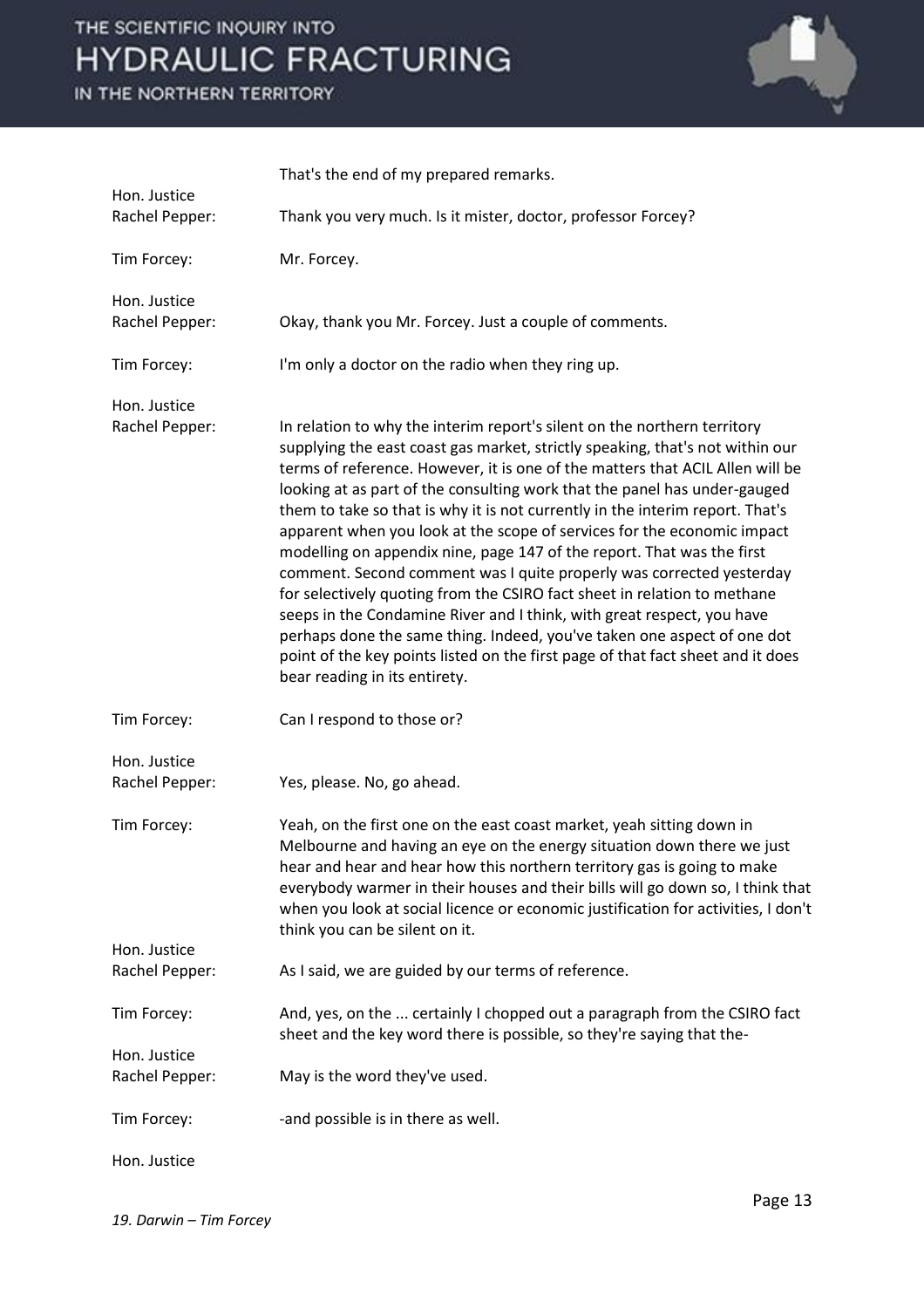That's the end of my prepared remarks.

**Hon. Justice Rachel Pepper:** Thank you very much. Is it mister, doctor, professor Forcey?

**Tim Forcey:** Mr. Forcey.

**Hon. Justice Rachel Pepper:** Okay, thank you Mr. Forcey. Just a couple of comments.

**Tim Forcey:** I'm only a doctor on the radio when they ring up.

**Hon. Justice Rachel Pepper:** In relation to why the interim report's silent on the northern territory supplying the east coast gas market, strictly speaking, that's not within our terms of reference. However, it is one of the matters that ACIL Allen will be looking at as part of the consulting work that the panel has under-gauged them to take so that is why it is not currently in the interim report. That's apparent when you look at the scope of services for the economic impact modelling on appendix nine, page 147 of the report. That was the first comment. Second comment was I quite properly was corrected yesterday for selectively quoting from the CSIRO fact sheet in relation to methane seeps in the Condamine River and I think, with great respect, you have perhaps done the same thing. Indeed, you've taken one aspect of one dot point of the key points listed on the first page of that fact sheet and it does bear reading in its entirety.

**Tim Forcey:** Can I respond to those or?

**Hon. Justice Rachel Pepper:** Yes, please. No, go ahead.

**Tim Forcey:** Yeah, on the first one on the east coast market, yeah sitting down in Melbourne and having an eye on the energy situation down there we just hear and hear and hear how this northern territory gas is going to make everybody warmer in their houses and their bills will go down so, I think that when you look at social licence or economic justification for activities, I don't think you can be silent on it.

**Hon. Justice Rachel Pepper:** As I said, we are guided by our terms of reference.

**Tim Forcey:** And, yes, on the ... certainly I chopped out a paragraph from the CSIRO fact sheet and the key word there is possible, so they're saying that the-

**Hon. Justice Rachel Pepper:** May is the word they've used.

**Tim Forcey:** -and possible is in there as well.

**Hon. Justice**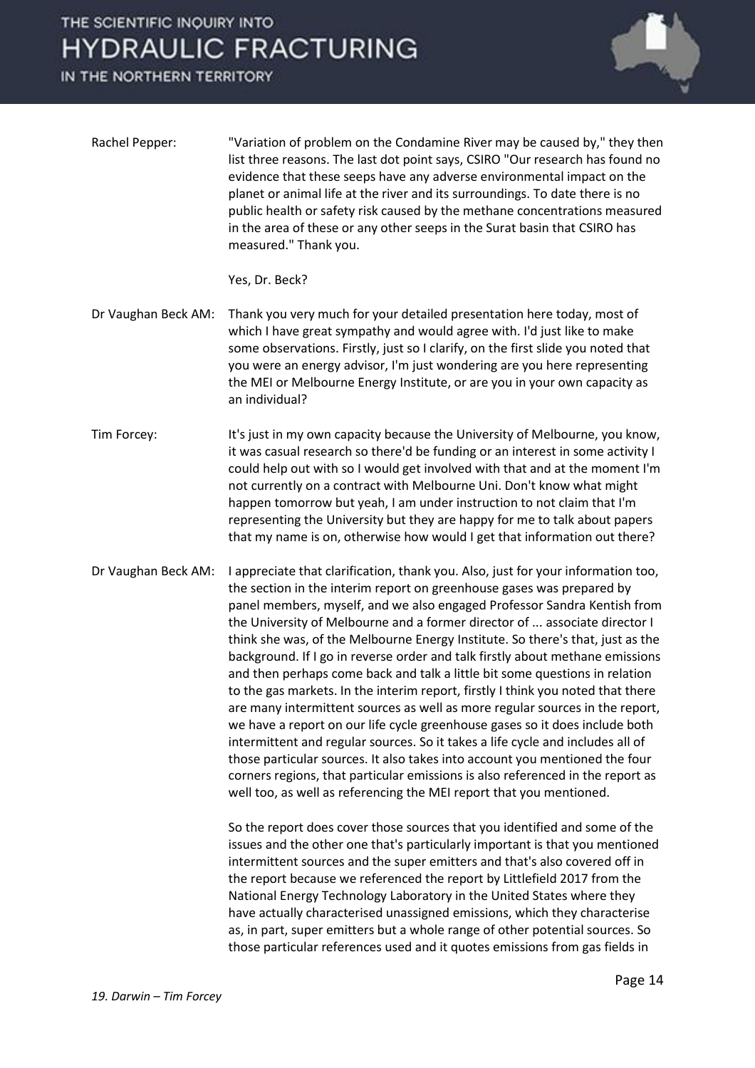**Rachel Pepper:** "Variation of problem on the Condamine River may be caused by," they then list three reasons. The last dot point says, CSIRO "Our research has found no evidence that these seeps have any adverse environmental impact on the planet or animal life at the river and its surroundings. To date there is no public health or safety risk caused by the methane concentrations measured in the area of these or any other seeps in the Surat basin that CSIRO has measured." Thank you.

Yes, Dr. Beck?

**Dr Vaughan Beck AM:** Thank you very much for your detailed presentation here today, most of which I have great sympathy and would agree with. I'd just like to make some observations. Firstly, just so I clarify, on the first slide you noted that you were an energy advisor, I'm just wondering are you here representing the MEI or Melbourne Energy Institute, or are you in your own capacity as an individual?

**Tim Forcey:** It's just in my own capacity because the University of Melbourne, you know, it was casual research so there'd be funding or an interest in some activity I could help out with so I would get involved with that and at the moment I'm not currently on a contract with Melbourne Uni. Don't know what might happen tomorrow but yeah, I am under instruction to not claim that I'm representing the University but they are happy for me to talk about papers that my name is on, otherwise how would I get that information out there?

**Dr Vaughan Beck AM:** I appreciate that clarification, thank you. Also, just for your information too, the section in the interim report on greenhouse gases was prepared by panel members, myself, and we also engaged Professor Sandra Kentish from the University of Melbourne and a former director of ... associate director I think she was, of the Melbourne Energy Institute. So there's that, just as the background. If I go in reverse order and talk firstly about methane emissions and then perhaps come back and talk a little bit some questions in relation to the gas markets. In the interim report, firstly I think you noted that there are many intermittent sources as well as more regular sources in the report, we have a report on our life cycle greenhouse gases so it does include both intermittent and regular sources. So it takes a life cycle and includes all of those particular sources. It also takes into account you mentioned the four corners regions, that particular emissions is also referenced in the report as well too, as well as referencing the MEI report that you mentioned.

So the report does cover those sources that you identified and some of the issues and the other one that's particularly important is that you mentioned intermittent sources and the super emitters and that's also covered off in the report because we referenced the report by Littlefield 2017 from the National Energy Technology Laboratory in the United States where they have actually characterised unassigned emissions, which they characterise as, in part, super emitters but a whole range of other potential sources. So those particular references used and it quotes emissions from gas fields in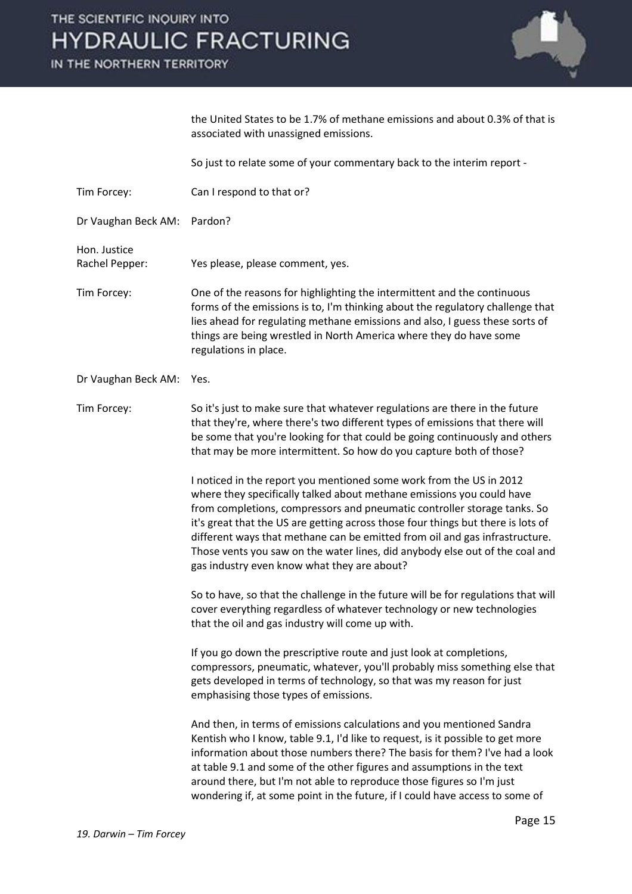| | |
|---|---|
| | the United States to be 1.7% of methane emissions and about 0.3% of that is associated with unassigned emissions. |
| | So just to relate some of your commentary back to the interim report - |
| Tim Forcey: | Can I respond to that or? |
| Dr Vaughan Beck AM: | Pardon? |
| Hon. Justice Rachel Pepper: | Yes please, please comment, yes. |
| Tim Forcey: | One of the reasons for highlighting the intermittent and the continuous forms of the emissions is to, I'm thinking about the regulatory challenge that lies ahead for regulating methane emissions and also, I guess these sorts of things are being wrestled in North America where they do have some regulations in place. |
| Dr Vaughan Beck AM: | Yes. |
| Tim Forcey: | So it's just to make sure that whatever regulations are there in the future that they're, where there's two different types of emissions that there will be some that you're looking for that could be going continuously and others that may be more intermittent. So how do you capture both of those? |
| | I noticed in the report you mentioned some work from the US in 2012 where they specifically talked about methane emissions you could have from completions, compressors and pneumatic controller storage tanks. So it's great that the US are getting across those four things but there is lots of different ways that methane can be emitted from oil and gas infrastructure. Those vents you saw on the water lines, did anybody else out of the coal and gas industry even know what they are about? |
| | So to have, so that the challenge in the future will be for regulations that will cover everything regardless of whatever technology or new technologies that the oil and gas industry will come up with. |
| | If you go down the prescriptive route and just look at completions, compressors, pneumatic, whatever, you'll probably miss something else that gets developed in terms of technology, so that was my reason for just emphasising those types of emissions. |
| | And then, in terms of emissions calculations and you mentioned Sandra Kentish who I know, table 9.1, I'd like to request, is it possible to get more information about those numbers there? The basis for them? I've had a look at table 9.1 and some of the other figures and assumptions in the text around there, but I'm not able to reproduce those figures so I'm just wondering if, at some point in the future, if I could have access to some of |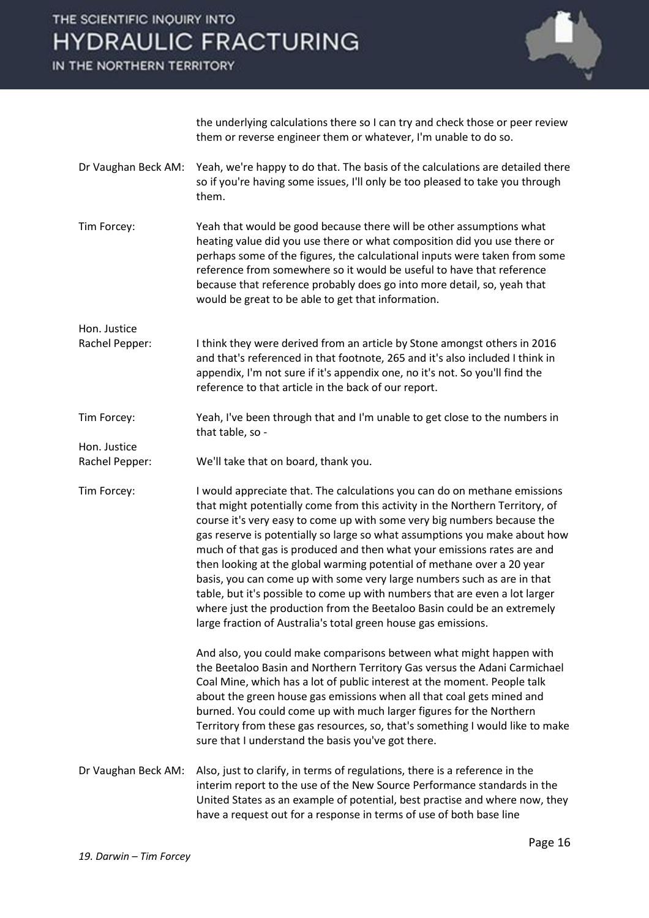the underlying calculations there so I can try and check those or peer review them or reverse engineer them or whatever, I'm unable to do so.

**Dr Vaughan Beck AM:** Yeah, we're happy to do that. The basis of the calculations are detailed there so if you're having some issues, I'll only be too pleased to take you through them.

**Tim Forcey:** Yeah that would be good because there will be other assumptions what heating value did you use there or what composition did you use there or perhaps some of the figures, the calculational inputs were taken from some reference from somewhere so it would be useful to have that reference because that reference probably does go into more detail, so, yeah that would be great to be able to get that information.

**Hon. Justice Rachel Pepper:** I think they were derived from an article by Stone amongst others in 2016 and that's referenced in that footnote, 265 and it's also included I think in appendix, I'm not sure if it's appendix one, no it's not. So you'll find the reference to that article in the back of our report.

**Tim Forcey:** Yeah, I've been through that and I'm unable to get close to the numbers in that table, so -

**Hon. Justice Rachel Pepper:** We'll take that on board, thank you.

**Tim Forcey:** I would appreciate that. The calculations you can do on methane emissions that might potentially come from this activity in the Northern Territory, of course it's very easy to come up with some very big numbers because the gas reserve is potentially so large so what assumptions you make about how much of that gas is produced and then what your emissions rates are and then looking at the global warming potential of methane over a 20 year basis, you can come up with some very large numbers such as are in that table, but it's possible to come up with numbers that are even a lot larger where just the production from the Beetaloo Basin could be an extremely large fraction of Australia's total green house gas emissions.

And also, you could make comparisons between what might happen with the Beetaloo Basin and Northern Territory Gas versus the Adani Carmichael Coal Mine, which has a lot of public interest at the moment. People talk about the green house gas emissions when all that coal gets mined and burned. You could come up with much larger figures for the Northern Territory from these gas resources, so, that's something I would like to make sure that I understand the basis you've got there.

**Dr Vaughan Beck AM:** Also, just to clarify, in terms of regulations, there is a reference in the interim report to the use of the New Source Performance standards in the United States as an example of potential, best practise and where now, they have a request out for a response in terms of use of both base line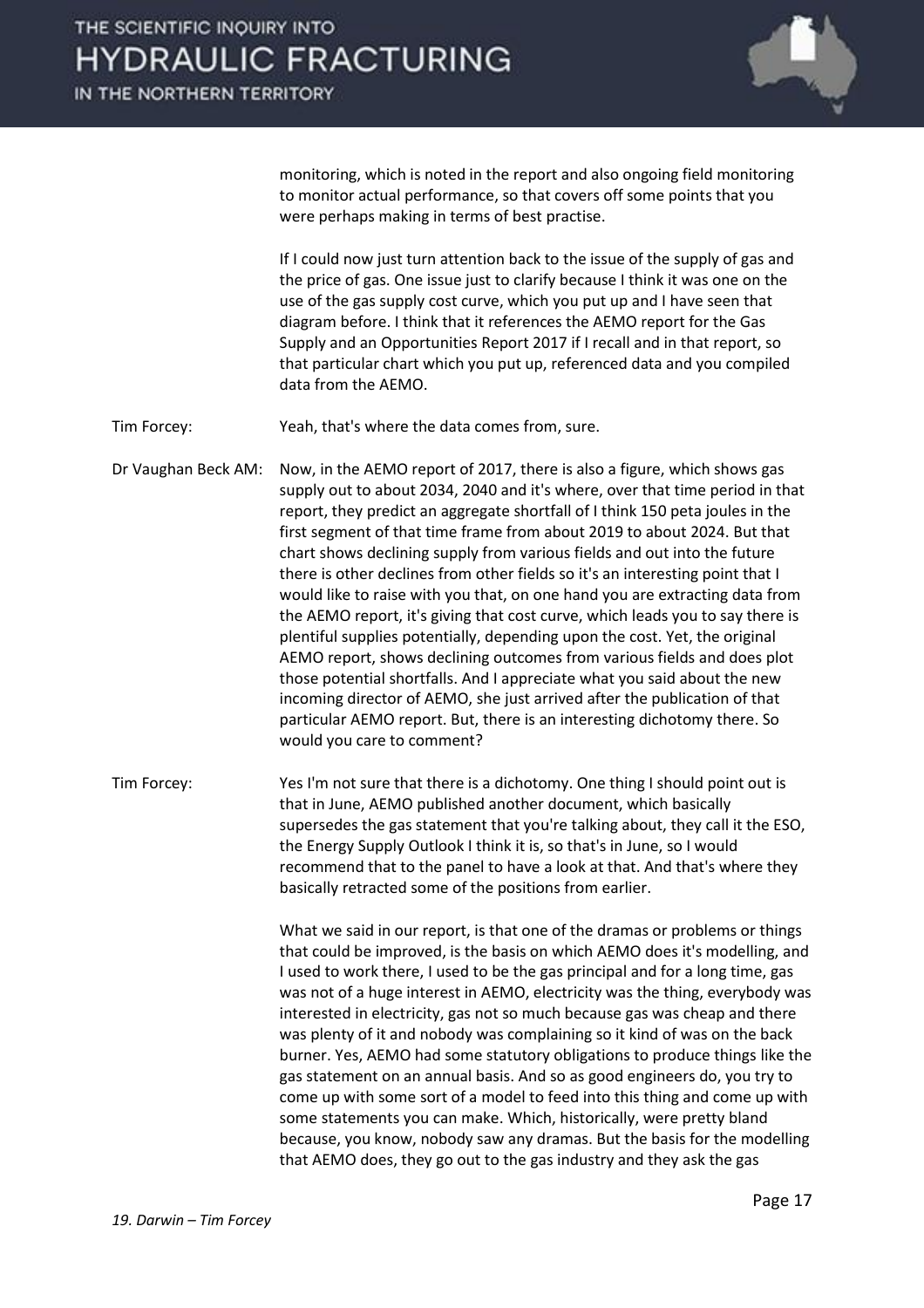monitoring, which is noted in the report and also ongoing field monitoring to monitor actual performance, so that covers off some points that you were perhaps making in terms of best practise.

If I could now just turn attention back to the issue of the supply of gas and the price of gas. One issue just to clarify because I think it was one on the use of the gas supply cost curve, which you put up and I have seen that diagram before. I think that it references the AEMO report for the Gas Supply and an Opportunities Report 2017 if I recall and in that report, so that particular chart which you put up, referenced data and you compiled data from the AEMO.

Tim Forcey: Yeah, that's where the data comes from, sure.

Dr Vaughan Beck AM: Now, in the AEMO report of 2017, there is also a figure, which shows gas supply out to about 2034, 2040 and it's where, over that time period in that report, they predict an aggregate shortfall of I think 150 peta joules in the first segment of that time frame from about 2019 to about 2024. But that chart shows declining supply from various fields and out into the future there is other declines from other fields so it's an interesting point that I would like to raise with you that, on one hand you are extracting data from the AEMO report, it's giving that cost curve, which leads you to say there is plentiful supplies potentially, depending upon the cost. Yet, the original AEMO report, shows declining outcomes from various fields and does plot those potential shortfalls. And I appreciate what you said about the new incoming director of AEMO, she just arrived after the publication of that particular AEMO report. But, there is an interesting dichotomy there. So would you care to comment?

Tim Forcey: Yes I'm not sure that there is a dichotomy. One thing I should point out is that in June, AEMO published another document, which basically supersedes the gas statement that you're talking about, they call it the ESO, the Energy Supply Outlook I think it is, so that's in June, so I would recommend that to the panel to have a look at that. And that's where they basically retracted some of the positions from earlier.

What we said in our report, is that one of the dramas or problems or things that could be improved, is the basis on which AEMO does it's modelling, and I used to work there, I used to be the gas principal and for a long time, gas was not of a huge interest in AEMO, electricity was the thing, everybody was interested in electricity, gas not so much because gas was cheap and there was plenty of it and nobody was complaining so it kind of was on the back burner. Yes, AEMO had some statutory obligations to produce things like the gas statement on an annual basis. And so as good engineers do, you try to come up with some sort of a model to feed into this thing and come up with some statements you can make. Which, historically, were pretty bland because, you know, nobody saw any dramas. But the basis for the modelling that AEMO does, they go out to the gas industry and they ask the gas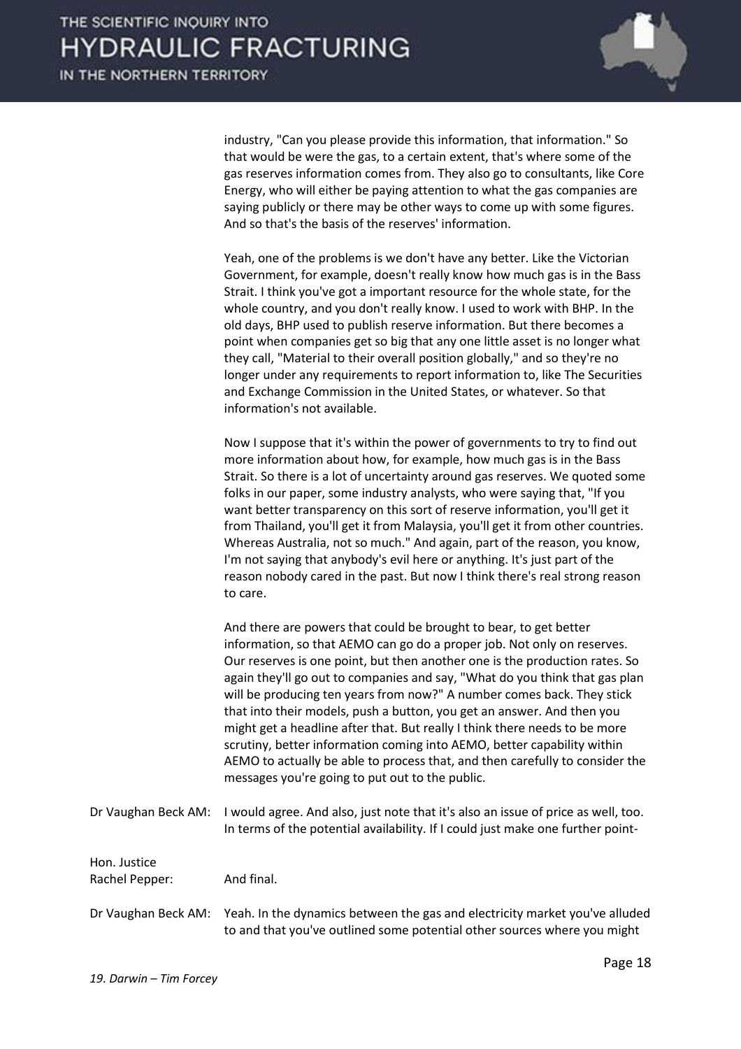industry, "Can you please provide this information, that information." So that would be were the gas, to a certain extent, that's where some of the gas reserves information comes from. They also go to consultants, like Core Energy, who will either be paying attention to what the gas companies are saying publicly or there may be other ways to come up with some figures. And so that's the basis of the reserves' information.

Yeah, one of the problems is we don't have any better. Like the Victorian Government, for example, doesn't really know how much gas is in the Bass Strait. I think you've got a important resource for the whole state, for the whole country, and you don't really know. I used to work with BHP. In the old days, BHP used to publish reserve information. But there becomes a point when companies get so big that any one little asset is no longer what they call, "Material to their overall position globally," and so they're no longer under any requirements to report information to, like The Securities and Exchange Commission in the United States, or whatever. So that information's not available.

Now I suppose that it's within the power of governments to try to find out more information about how, for example, how much gas is in the Bass Strait. So there is a lot of uncertainty around gas reserves. We quoted some folks in our paper, some industry analysts, who were saying that, "If you want better transparency on this sort of reserve information, you'll get it from Thailand, you'll get it from Malaysia, you'll get it from other countries. Whereas Australia, not so much." And again, part of the reason, you know, I'm not saying that anybody's evil here or anything. It's just part of the reason nobody cared in the past. But now I think there's real strong reason to care.

And there are powers that could be brought to bear, to get better information, so that AEMO can go do a proper job. Not only on reserves. Our reserves is one point, but then another one is the production rates. So again they'll go out to companies and say, "What do you think that gas plan will be producing ten years from now?" A number comes back. They stick that into their models, push a button, you get an answer. And then you might get a headline after that. But really I think there needs to be more scrutiny, better information coming into AEMO, better capability within AEMO to actually be able to process that, and then carefully to consider the messages you're going to put out to the public.

Dr Vaughan Beck AM: I would agree. And also, just note that it's also an issue of price as well, too. In terms of the potential availability. If I could just make one further point-

Hon. Justice Rachel Pepper: And final.

Dr Vaughan Beck AM: Yeah. In the dynamics between the gas and electricity market you've alluded to and that you've outlined some potential other sources where you might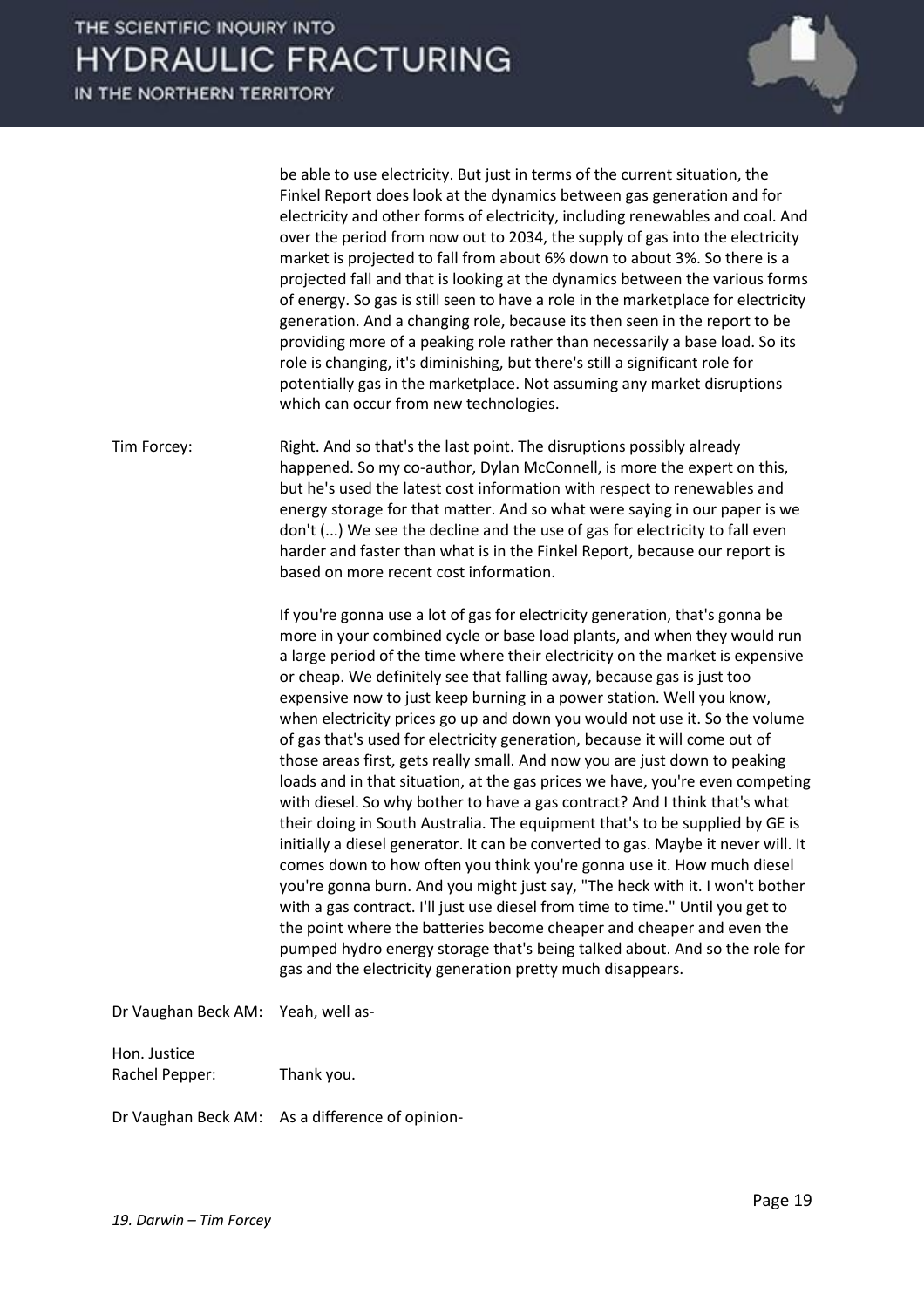be able to use electricity. But just in terms of the current situation, the Finkel Report does look at the dynamics between gas generation and for electricity and other forms of electricity, including renewables and coal. And over the period from now out to 2034, the supply of gas into the electricity market is projected to fall from about 6% down to about 3%. So there is a projected fall and that is looking at the dynamics between the various forms of energy. So gas is still seen to have a role in the marketplace for electricity generation. And a changing role, because its then seen in the report to be providing more of a peaking role rather than necessarily a base load. So its role is changing, it's diminishing, but there's still a significant role for potentially gas in the marketplace. Not assuming any market disruptions which can occur from new technologies.

Tim Forcey: Right. And so that's the last point. The disruptions possibly already happened. So my co-author, Dylan McConnell, is more the expert on this, but he's used the latest cost information with respect to renewables and energy storage for that matter. And so what were saying in our paper is we don't (...) We see the decline and the use of gas for electricity to fall even harder and faster than what is in the Finkel Report, because our report is based on more recent cost information.

If you're gonna use a lot of gas for electricity generation, that's gonna be more in your combined cycle or base load plants, and when they would run a large period of the time where their electricity on the market is expensive or cheap. We definitely see that falling away, because gas is just too expensive now to just keep burning in a power station. Well you know, when electricity prices go up and down you would not use it. So the volume of gas that's used for electricity generation, because it will come out of those areas first, gets really small. And now you are just down to peaking loads and in that situation, at the gas prices we have, you're even competing with diesel. So why bother to have a gas contract? And I think that's what their doing in South Australia. The equipment that's to be supplied by GE is initially a diesel generator. It can be converted to gas. Maybe it never will. It comes down to how often you think you're gonna use it. How much diesel you're gonna burn. And you might just say, "The heck with it. I won't bother with a gas contract. I'll just use diesel from time to time." Until you get to the point where the batteries become cheaper and cheaper and even the pumped hydro energy storage that's being talked about. And so the role for gas and the electricity generation pretty much disappears.

Dr Vaughan Beck AM: Yeah, well as-

Hon. Justice Rachel Pepper: Thank you.

Dr Vaughan Beck AM: As a difference of opinion-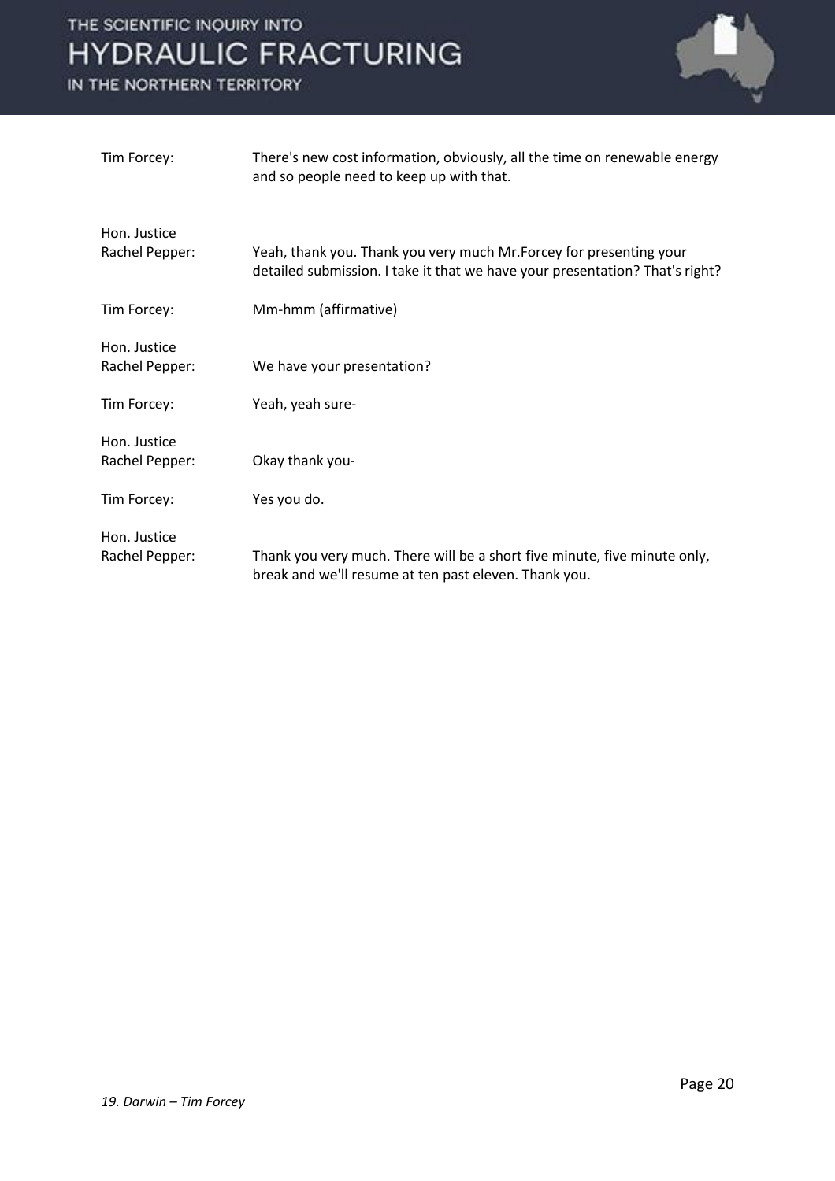Tim Forcey: There's new cost information, obviously, all the time on renewable energy and so people need to keep up with that.

Hon. Justice Rachel Pepper: Yeah, thank you. Thank you very much Mr.Forcey for presenting your detailed submission. I take it that we have your presentation? That's right?

Tim Forcey: Mm-hmm (affirmative)

Hon. Justice Rachel Pepper: We have your presentation?

Tim Forcey: Yeah, yeah sure-

Hon. Justice Rachel Pepper: Okay thank you-

Tim Forcey: Yes you do.

Hon. Justice Rachel Pepper: Thank you very much. There will be a short five minute, five minute only, break and we'll resume at ten past eleven. Thank you.